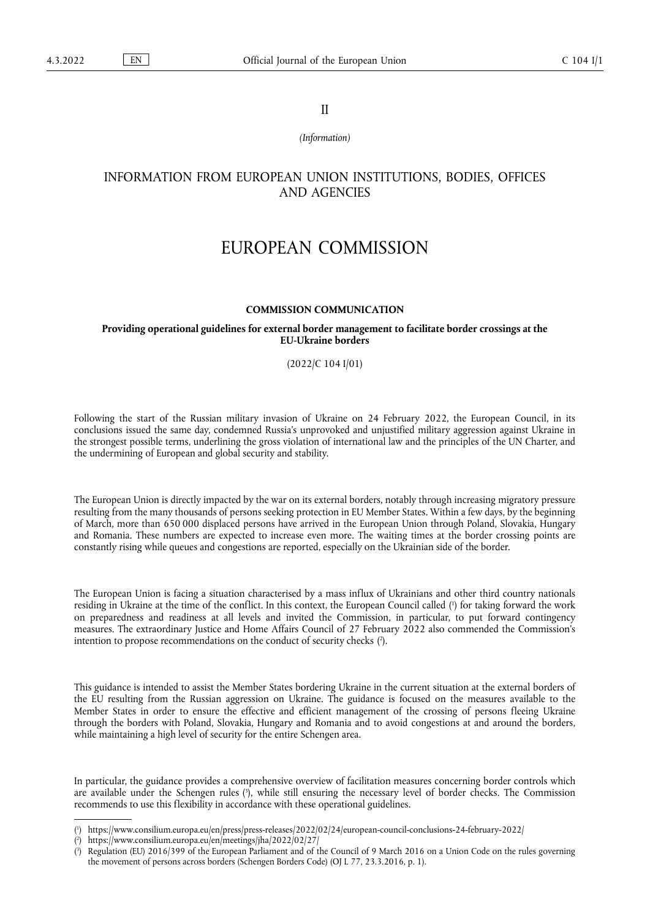II

*(Information)*

# INFORMATION FROM EUROPEAN UNION INSTITUTIONS, BODIES, OFFICES AND AGENCIES

# EUROPEAN COMMISSION

## COMMISSION COMMUNICATION

### Providing operational guidelines for external border management to facilitate border crossings at the EU-Ukraine borders

(2022/C 104 I/01)

Following the start of the Russian military invasion of Ukraine on 24 February 2022, the European Council, in its conclusions issued the same day, condemned Russia's unprovoked and unjustified military aggression against Ukraine in the strongest possible terms, underlining the gross violation of international law and the principles of the UN Charter, and the undermining of European and global security and stability.

The European Union is directly impacted by the war on its external borders, notably through increasing migratory pressure resulting from the many thousands of persons seeking protection in EU Member States. Within a few days, by the beginning of March, more than 650 000 displaced persons have arrived in the European Union through Poland, Slovakia, Hungary and Romania. These numbers are expected to increase even more. The waiting times at the border crossing points are constantly rising while queues and congestions are reported, especially on the Ukrainian side of the border.

The European Union is facing a situation characterised by a mass influx of Ukrainians and other third country nationals residing in Ukraine at the time of the conflict. In this context, the European Council called [1] for taking forward the work on preparedness and readiness at all levels and invited the Commission, in particular, to put forward contingency measures. The extraordinary Justice and Home Affairs Council of 27 February 2022 also commended the Commission's intention to propose recommendations on the conduct of security checks [2].

This guidance is intended to assist the Member States bordering Ukraine in the current situation at the external borders of the EU resulting from the Russian aggression on Ukraine. The guidance is focused on the measures available to the Member States in order to ensure the effective and efficient management of the crossing of persons fleeing Ukraine through the borders with Poland, Slovakia, Hungary and Romania and to avoid congestions at and around the borders, while maintaining a high level of security for the entire Schengen area.

In particular, the guidance provides a comprehensive overview of facilitation measures concerning border controls which are available under the Schengen rules [3], while still ensuring the necessary level of border checks. The Commission recommends to use this flexibility in accordance with these operational guidelines.

---

[1] https://www.consilium.europa.eu/en/press/press-releases/2022/02/24/european-council-conclusions-24-february-2022/

[2] https://www.consilium.europa.eu/en/meetings/jha/2022/02/27/

[3] Regulation (EU) 2016/399 of the European Parliament and of the Council of 9 March 2016 on a Union Code on the rules governing the movement of persons across borders (Schengen Borders Code) (OJ L 77, 23.3.2016, p. 1).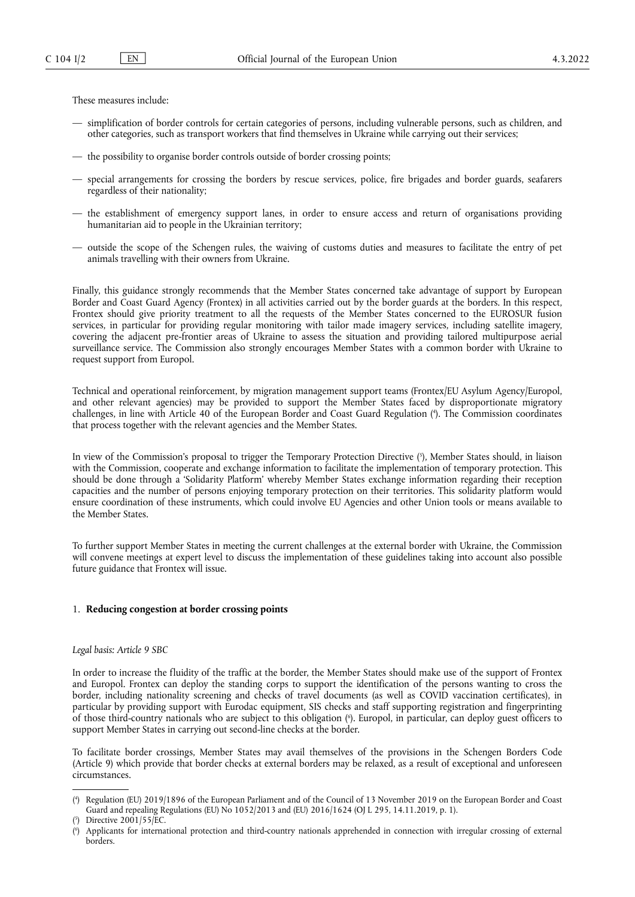These measures include:

- simplification of border controls for certain categories of persons, including vulnerable persons, such as children, and other categories, such as transport workers that find themselves in Ukraine while carrying out their services;
- the possibility to organise border controls outside of border crossing points;
- special arrangements for crossing the borders by rescue services, police, fire brigades and border guards, seafarers regardless of their nationality;
- the establishment of emergency support lanes, in order to ensure access and return of organisations providing humanitarian aid to people in the Ukrainian territory;
- outside the scope of the Schengen rules, the waiving of customs duties and measures to facilitate the entry of pet animals travelling with their owners from Ukraine.

Finally, this guidance strongly recommends that the Member States concerned take advantage of support by European Border and Coast Guard Agency (Frontex) in all activities carried out by the border guards at the borders. In this respect, Frontex should give priority treatment to all the requests of the Member States concerned to the EUROSUR fusion services, in particular for providing regular monitoring with tailor made imagery services, including satellite imagery, covering the adjacent pre-frontier areas of Ukraine to assess the situation and providing tailored multipurpose aerial surveillance service. The Commission also strongly encourages Member States with a common border with Ukraine to request support from Europol.

Technical and operational reinforcement, by migration management support teams (Frontex/EU Asylum Agency/Europol, and other relevant agencies) may be provided to support the Member States faced by disproportionate migratory challenges, in line with Article 40 of the European Border and Coast Guard Regulation [4]. The Commission coordinates that process together with the relevant agencies and the Member States.

In view of the Commission's proposal to trigger the Temporary Protection Directive [5], Member States should, in liaison with the Commission, cooperate and exchange information to facilitate the implementation of temporary protection. This should be done through a 'Solidarity Platform' whereby Member States exchange information regarding their reception capacities and the number of persons enjoying temporary protection on their territories. This solidarity platform would ensure coordination of these instruments, which could involve EU Agencies and other Union tools or means available to the Member States.

To further support Member States in meeting the current challenges at the external border with Ukraine, the Commission will convene meetings at expert level to discuss the implementation of these guidelines taking into account also possible future guidance that Frontex will issue.

## 1. **Reducing congestion at border crossing points**

*Legal basis: Article 9 SBC*

In order to increase the fluidity of the traffic at the border, the Member States should make use of the support of Frontex and Europol. Frontex can deploy the standing corps to support the identification of the persons wanting to cross the border, including nationality screening and checks of travel documents (as well as COVID vaccination certificates), in particular by providing support with Eurodac equipment, SIS checks and staff supporting registration and fingerprinting of those third-country nationals who are subject to this obligation [6]. Europol, in particular, can deploy guest officers to support Member States in carrying out second-line checks at the border.

To facilitate border crossings, Member States may avail themselves of the provisions in the Schengen Borders Code (Article 9) which provide that border checks at external borders may be relaxed, as a result of exceptional and unforeseen circumstances.

---

[4] Regulation (EU) 2019/1896 of the European Parliament and of the Council of 13 November 2019 on the European Border and Coast Guard and repealing Regulations (EU) No 1052/2013 and (EU) 2016/1624 (OJ L 295, 14.11.2019, p. 1).

[5] Directive 2001/55/EC.

[6] Applicants for international protection and third-country nationals apprehended in connection with irregular crossing of external borders.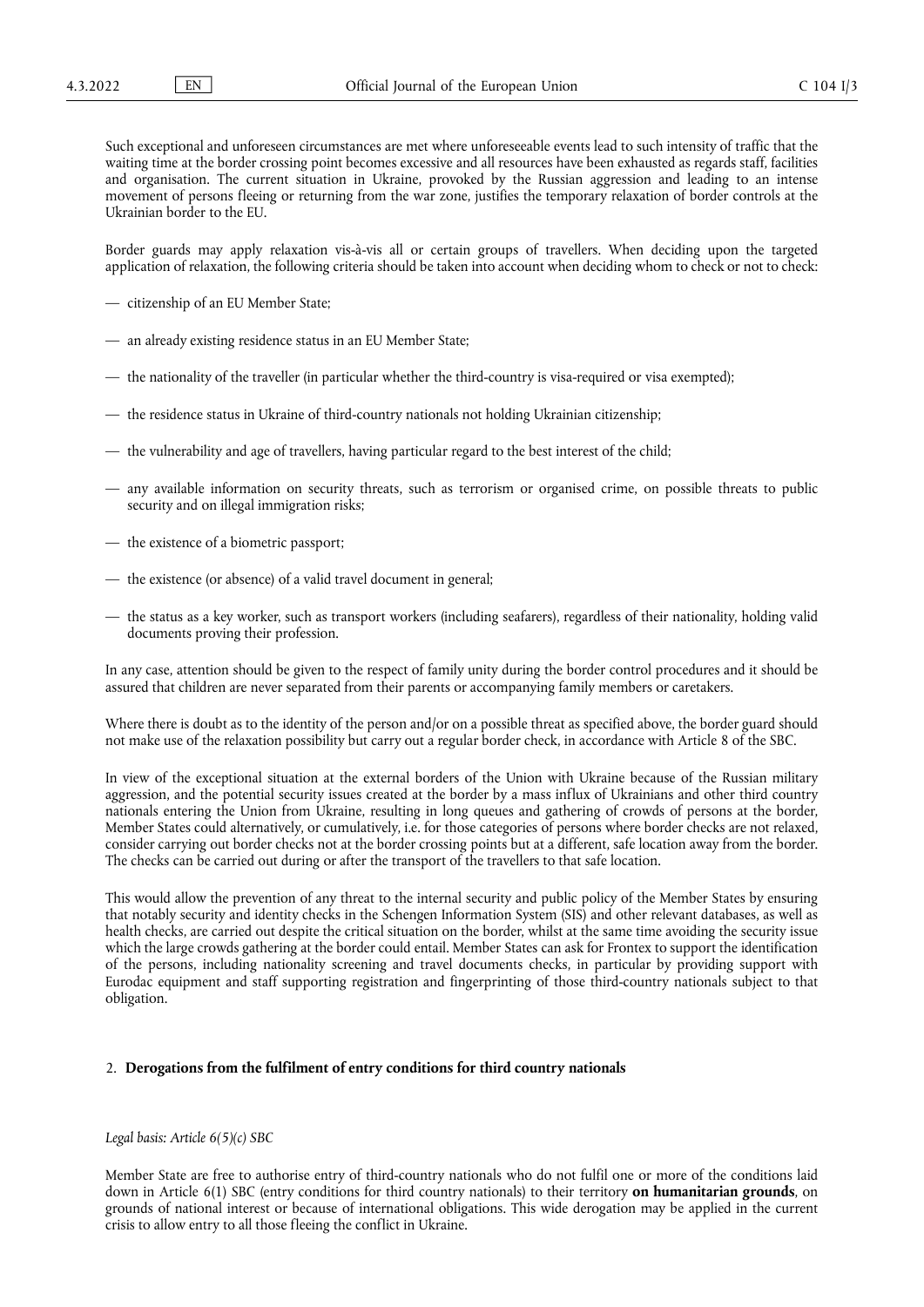Such exceptional and unforeseen circumstances are met where unforeseeable events lead to such intensity of traffic that the waiting time at the border crossing point becomes excessive and all resources have been exhausted as regards staff, facilities and organisation. The current situation in Ukraine, provoked by the Russian aggression and leading to an intense movement of persons fleeing or returning from the war zone, justifies the temporary relaxation of border controls at the Ukrainian border to the EU.

Border guards may apply relaxation vis-à-vis all or certain groups of travellers. When deciding upon the targeted application of relaxation, the following criteria should be taken into account when deciding whom to check or not to check:

— citizenship of an EU Member State;

— an already existing residence status in an EU Member State;

— the nationality of the traveller (in particular whether the third-country is visa-required or visa exempted);

— the residence status in Ukraine of third-country nationals not holding Ukrainian citizenship;

— the vulnerability and age of travellers, having particular regard to the best interest of the child;

— any available information on security threats, such as terrorism or organised crime, on possible threats to public security and on illegal immigration risks;

— the existence of a biometric passport;

— the existence (or absence) of a valid travel document in general;

— the status as a key worker, such as transport workers (including seafarers), regardless of their nationality, holding valid documents proving their profession.

In any case, attention should be given to the respect of family unity during the border control procedures and it should be assured that children are never separated from their parents or accompanying family members or caretakers.

Where there is doubt as to the identity of the person and/or on a possible threat as specified above, the border guard should not make use of the relaxation possibility but carry out a regular border check, in accordance with Article 8 of the SBC.

In view of the exceptional situation at the external borders of the Union with Ukraine because of the Russian military aggression, and the potential security issues created at the border by a mass influx of Ukrainians and other third country nationals entering the Union from Ukraine, resulting in long queues and gathering of crowds of persons at the border, Member States could alternatively, or cumulatively, i.e. for those categories of persons where border checks are not relaxed, consider carrying out border checks not at the border crossing points but at a different, safe location away from the border. The checks can be carried out during or after the transport of the travellers to that safe location.

This would allow the prevention of any threat to the internal security and public policy of the Member States by ensuring that notably security and identity checks in the Schengen Information System (SIS) and other relevant databases, as well as health checks, are carried out despite the critical situation on the border, whilst at the same time avoiding the security issue which the large crowds gathering at the border could entail. Member States can ask for Frontex to support the identification of the persons, including nationality screening and travel documents checks, in particular by providing support with Eurodac equipment and staff supporting registration and fingerprinting of those third-country nationals subject to that obligation.

## 2. **Derogations from the fulfilment of entry conditions for third country nationals**

*Legal basis: Article 6(5)(c) SBC*

Member State are free to authorise entry of third-country nationals who do not fulfil one or more of the conditions laid down in Article 6(1) SBC (entry conditions for third country nationals) to their territory **on humanitarian grounds**, on grounds of national interest or because of international obligations. This wide derogation may be applied in the current crisis to allow entry to all those fleeing the conflict in Ukraine.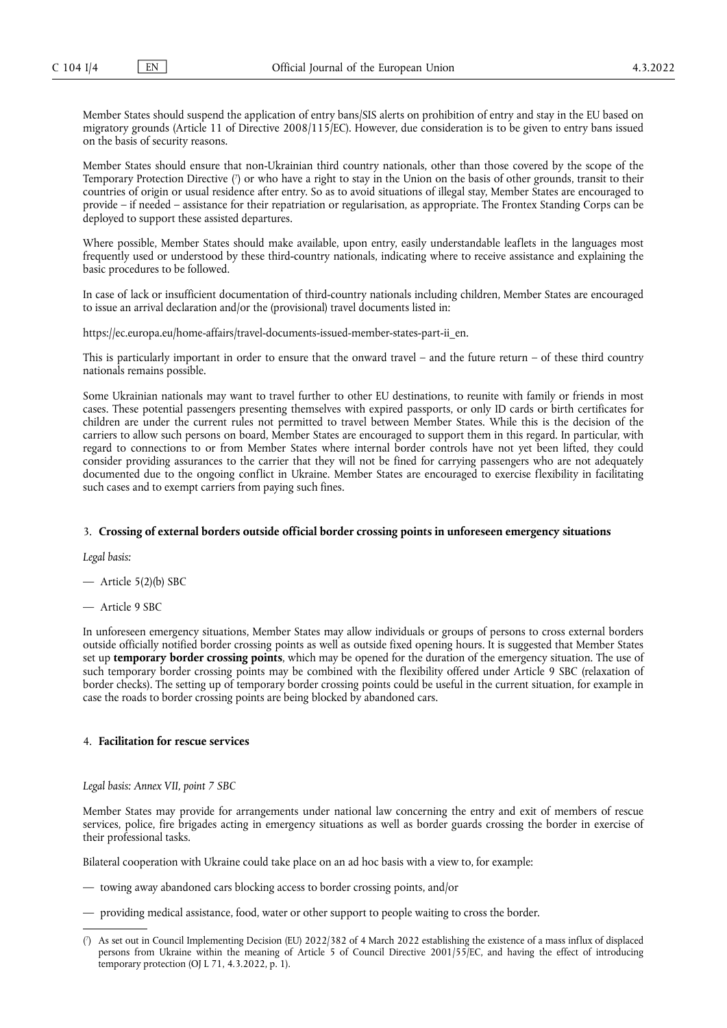Member States should suspend the application of entry bans/SIS alerts on prohibition of entry and stay in the EU based on migratory grounds (Article 11 of Directive 2008/115/EC). However, due consideration is to be given to entry bans issued on the basis of security reasons.

Member States should ensure that non-Ukrainian third country nationals, other than those covered by the scope of the Temporary Protection Directive ([7]) or who have a right to stay in the Union on the basis of other grounds, transit to their countries of origin or usual residence after entry. So as to avoid situations of illegal stay, Member States are encouraged to provide – if needed – assistance for their repatriation or regularisation, as appropriate. The Frontex Standing Corps can be deployed to support these assisted departures.

Where possible, Member States should make available, upon entry, easily understandable leaflets in the languages most frequently used or understood by these third-country nationals, indicating where to receive assistance and explaining the basic procedures to be followed.

In case of lack or insufficient documentation of third-country nationals including children, Member States are encouraged to issue an arrival declaration and/or the (provisional) travel documents listed in:

https://ec.europa.eu/home-affairs/travel-documents-issued-member-states-part-ii_en.

This is particularly important in order to ensure that the onward travel – and the future return – of these third country nationals remains possible.

Some Ukrainian nationals may want to travel further to other EU destinations, to reunite with family or friends in most cases. These potential passengers presenting themselves with expired passports, or only ID cards or birth certificates for children are under the current rules not permitted to travel between Member States. While this is the decision of the carriers to allow such persons on board, Member States are encouraged to support them in this regard. In particular, with regard to connections to or from Member States where internal border controls have not yet been lifted, they could consider providing assurances to the carrier that they will not be fined for carrying passengers who are not adequately documented due to the ongoing conflict in Ukraine. Member States are encouraged to exercise flexibility in facilitating such cases and to exempt carriers from paying such fines.

## 3. **Crossing of external borders outside official border crossing points in unforeseen emergency situations**

*Legal basis:*

— Article 5(2)(b) SBC

— Article 9 SBC

In unforeseen emergency situations, Member States may allow individuals or groups of persons to cross external borders outside officially notified border crossing points as well as outside fixed opening hours. It is suggested that Member States set up **temporary border crossing points**, which may be opened for the duration of the emergency situation. The use of such temporary border crossing points may be combined with the flexibility offered under Article 9 SBC (relaxation of border checks). The setting up of temporary border crossing points could be useful in the current situation, for example in case the roads to border crossing points are being blocked by abandoned cars.

## 4. **Facilitation for rescue services**

*Legal basis: Annex VII, point 7 SBC*

Member States may provide for arrangements under national law concerning the entry and exit of members of rescue services, police, fire brigades acting in emergency situations as well as border guards crossing the border in exercise of their professional tasks.

Bilateral cooperation with Ukraine could take place on an ad hoc basis with a view to, for example:

— towing away abandoned cars blocking access to border crossing points, and/or

— providing medical assistance, food, water or other support to people waiting to cross the border.

---

([7]) As set out in Council Implementing Decision (EU) 2022/382 of 4 March 2022 establishing the existence of a mass influx of displaced persons from Ukraine within the meaning of Article 5 of Council Directive 2001/55/EC, and having the effect of introducing temporary protection (OJ L 71, 4.3.2022, p. 1).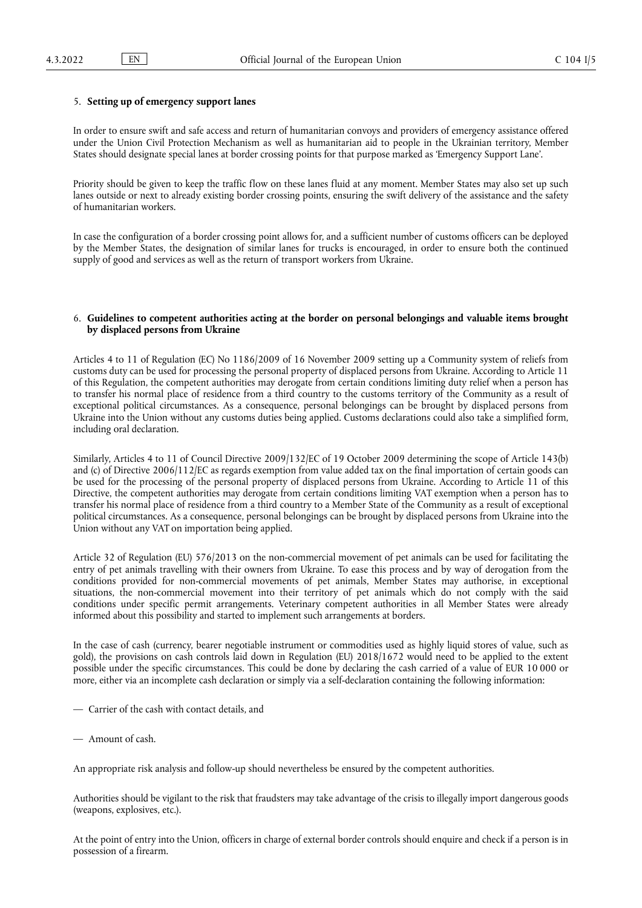## 5. **Setting up of emergency support lanes**

In order to ensure swift and safe access and return of humanitarian convoys and providers of emergency assistance offered under the Union Civil Protection Mechanism as well as humanitarian aid to people in the Ukrainian territory, Member States should designate special lanes at border crossing points for that purpose marked as 'Emergency Support Lane'.

Priority should be given to keep the traffic flow on these lanes fluid at any moment. Member States may also set up such lanes outside or next to already existing border crossing points, ensuring the swift delivery of the assistance and the safety of humanitarian workers.

In case the configuration of a border crossing point allows for, and a sufficient number of customs officers can be deployed by the Member States, the designation of similar lanes for trucks is encouraged, in order to ensure both the continued supply of good and services as well as the return of transport workers from Ukraine.

## 6. **Guidelines to competent authorities acting at the border on personal belongings and valuable items brought by displaced persons from Ukraine**

Articles 4 to 11 of Regulation (EC) No 1186/2009 of 16 November 2009 setting up a Community system of reliefs from customs duty can be used for processing the personal property of displaced persons from Ukraine. According to Article 11 of this Regulation, the competent authorities may derogate from certain conditions limiting duty relief when a person has to transfer his normal place of residence from a third country to the customs territory of the Community as a result of exceptional political circumstances. As a consequence, personal belongings can be brought by displaced persons from Ukraine into the Union without any customs duties being applied. Customs declarations could also take a simplified form, including oral declaration.

Similarly, Articles 4 to 11 of Council Directive 2009/132/EC of 19 October 2009 determining the scope of Article 143(b) and (c) of Directive 2006/112/EC as regards exemption from value added tax on the final importation of certain goods can be used for the processing of the personal property of displaced persons from Ukraine. According to Article 11 of this Directive, the competent authorities may derogate from certain conditions limiting VAT exemption when a person has to transfer his normal place of residence from a third country to a Member State of the Community as a result of exceptional political circumstances. As a consequence, personal belongings can be brought by displaced persons from Ukraine into the Union without any VAT on importation being applied.

Article 32 of Regulation (EU) 576/2013 on the non-commercial movement of pet animals can be used for facilitating the entry of pet animals travelling with their owners from Ukraine. To ease this process and by way of derogation from the conditions provided for non-commercial movements of pet animals, Member States may authorise, in exceptional situations, the non-commercial movement into their territory of pet animals which do not comply with the said conditions under specific permit arrangements. Veterinary competent authorities in all Member States were already informed about this possibility and started to implement such arrangements at borders.

In the case of cash (currency, bearer negotiable instrument or commodities used as highly liquid stores of value, such as gold), the provisions on cash controls laid down in Regulation (EU) 2018/1672 would need to be applied to the extent possible under the specific circumstances. This could be done by declaring the cash carried of a value of EUR 10 000 or more, either via an incomplete cash declaration or simply via a self-declaration containing the following information:

— Carrier of the cash with contact details, and

— Amount of cash.

An appropriate risk analysis and follow-up should nevertheless be ensured by the competent authorities.

Authorities should be vigilant to the risk that fraudsters may take advantage of the crisis to illegally import dangerous goods (weapons, explosives, etc.).

At the point of entry into the Union, officers in charge of external border controls should enquire and check if a person is in possession of a firearm.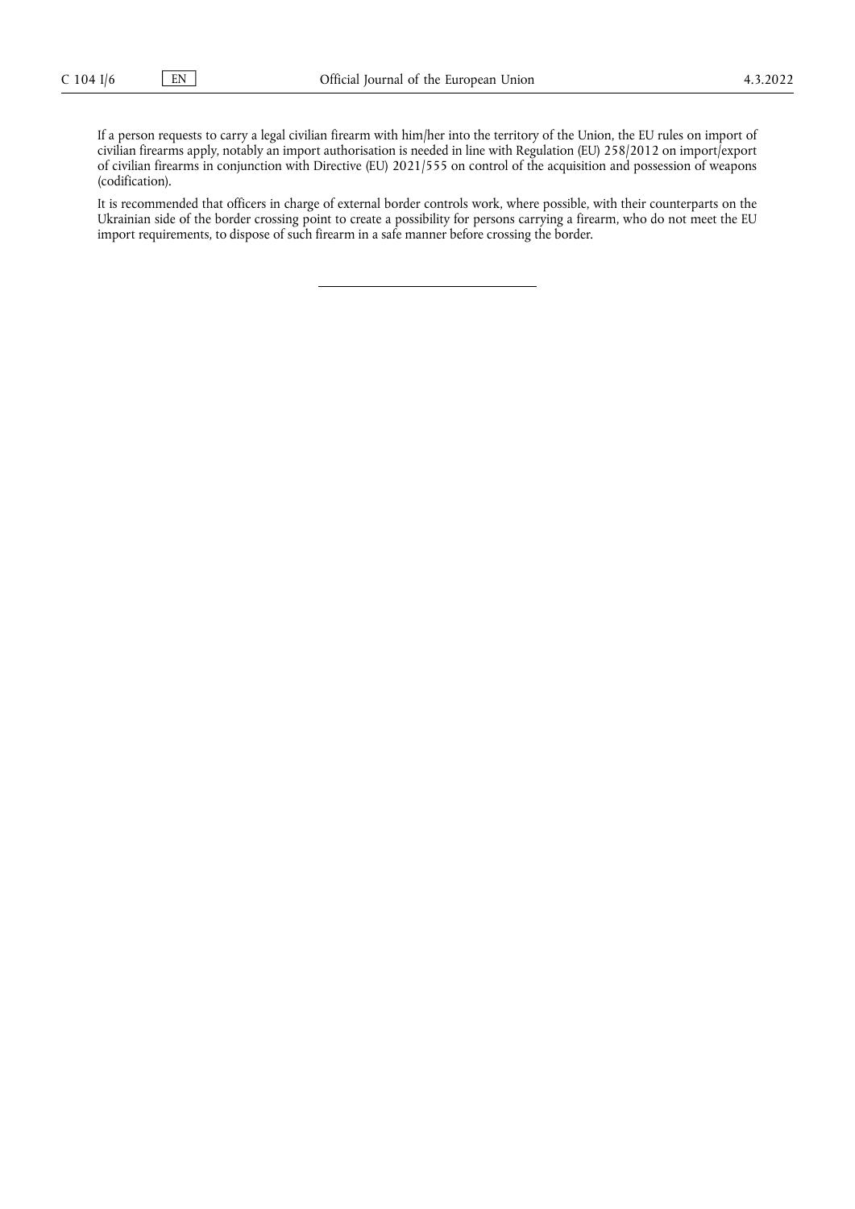If a person requests to carry a legal civilian firearm with him/her into the territory of the Union, the EU rules on import of civilian firearms apply, notably an import authorisation is needed in line with Regulation (EU) 258/2012 on import/export of civilian firearms in conjunction with Directive (EU) 2021/555 on control of the acquisition and possession of weapons (codification).

It is recommended that officers in charge of external border controls work, where possible, with their counterparts on the Ukrainian side of the border crossing point to create a possibility for persons carrying a firearm, who do not meet the EU import requirements, to dispose of such firearm in a safe manner before crossing the border.